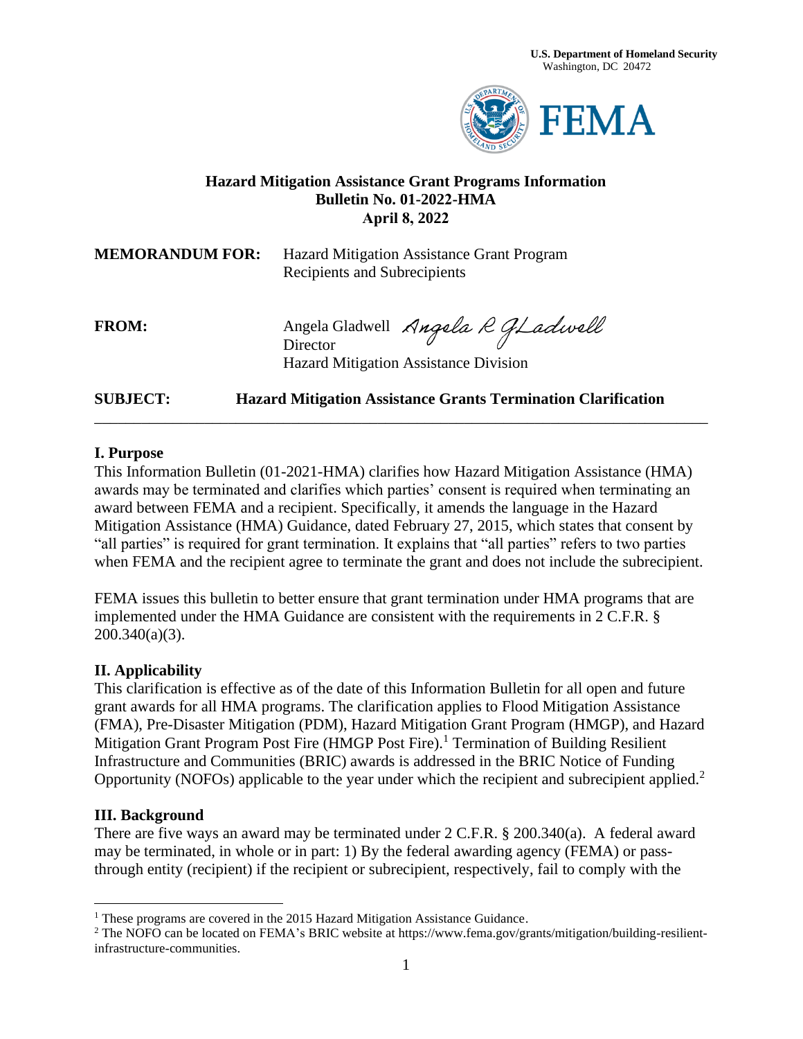U.S. Department of Homeland Security
Washington, DC 20472

FEMA

**Hazard Mitigation Assistance Grant Programs Information Bulletin No. 01-2022-HMA April 8, 2022**

**MEMORANDUM FOR:** Hazard Mitigation Assistance Grant Program Recipients and Subrecipients

**FROM:** Angela Gladwell *Angela R Gladwell*
Director
Hazard Mitigation Assistance Division

**SUBJECT:** **Hazard Mitigation Assistance Grants Termination Clarification**

---

## I. Purpose

This Information Bulletin (01-2021-HMA) clarifies how Hazard Mitigation Assistance (HMA) awards may be terminated and clarifies which parties' consent is required when terminating an award between FEMA and a recipient. Specifically, it amends the language in the Hazard Mitigation Assistance (HMA) Guidance, dated February 27, 2015, which states that consent by "all parties" is required for grant termination. It explains that "all parties" refers to two parties when FEMA and the recipient agree to terminate the grant and does not include the subrecipient.

FEMA issues this bulletin to better ensure that grant termination under HMA programs that are implemented under the HMA Guidance are consistent with the requirements in 2 C.F.R. § 200.340(a)(3).

## II. Applicability

This clarification is effective as of the date of this Information Bulletin for all open and future grant awards for all HMA programs. The clarification applies to Flood Mitigation Assistance (FMA), Pre-Disaster Mitigation (PDM), Hazard Mitigation Grant Program (HMGP), and Hazard Mitigation Grant Program Post Fire (HMGP Post Fire).[1] Termination of Building Resilient Infrastructure and Communities (BRIC) awards is addressed in the BRIC Notice of Funding Opportunity (NOFOs) applicable to the year under which the recipient and subrecipient applied.[2]

## III. Background

There are five ways an award may be terminated under 2 C.F.R. § 200.340(a). A federal award may be terminated, in whole or in part: 1) By the federal awarding agency (FEMA) or pass-through entity (recipient) if the recipient or subrecipient, respectively, fail to comply with the

---

[1] These programs are covered in the 2015 Hazard Mitigation Assistance Guidance.

[2] The NOFO can be located on FEMA's BRIC website at https://www.fema.gov/grants/mitigation/building-resilient-infrastructure-communities.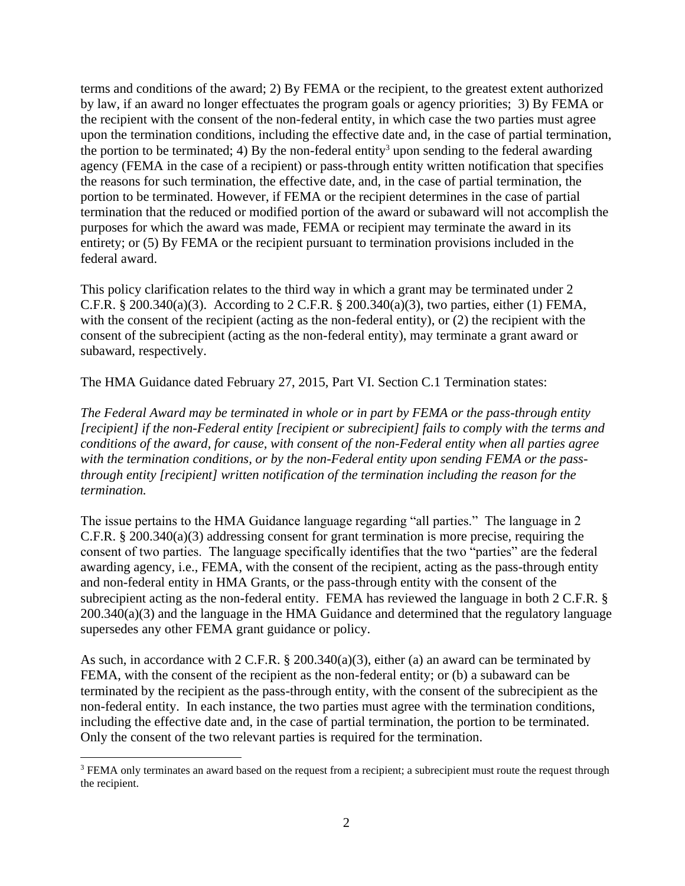terms and conditions of the award; 2) By FEMA or the recipient, to the greatest extent authorized by law, if an award no longer effectuates the program goals or agency priorities; 3) By FEMA or the recipient with the consent of the non-federal entity, in which case the two parties must agree upon the termination conditions, including the effective date and, in the case of partial termination, the portion to be terminated; 4) By the non-federal entity[3] upon sending to the federal awarding agency (FEMA in the case of a recipient) or pass-through entity written notification that specifies the reasons for such termination, the effective date, and, in the case of partial termination, the portion to be terminated. However, if FEMA or the recipient determines in the case of partial termination that the reduced or modified portion of the award or subaward will not accomplish the purposes for which the award was made, FEMA or recipient may terminate the award in its entirety; or (5) By FEMA or the recipient pursuant to termination provisions included in the federal award.

This policy clarification relates to the third way in which a grant may be terminated under 2 C.F.R. § 200.340(a)(3). According to 2 C.F.R. § 200.340(a)(3), two parties, either (1) FEMA, with the consent of the recipient (acting as the non-federal entity), or (2) the recipient with the consent of the subrecipient (acting as the non-federal entity), may terminate a grant award or subaward, respectively.

The HMA Guidance dated February 27, 2015, Part VI. Section C.1 Termination states:

*The Federal Award may be terminated in whole or in part by FEMA or the pass-through entity [recipient] if the non-Federal entity [recipient or subrecipient] fails to comply with the terms and conditions of the award, for cause, with consent of the non-Federal entity when all parties agree with the termination conditions, or by the non-Federal entity upon sending FEMA or the pass-through entity [recipient] written notification of the termination including the reason for the termination.*

The issue pertains to the HMA Guidance language regarding "all parties." The language in 2 C.F.R. § 200.340(a)(3) addressing consent for grant termination is more precise, requiring the consent of two parties. The language specifically identifies that the two "parties" are the federal awarding agency, i.e., FEMA, with the consent of the recipient, acting as the pass-through entity and non-federal entity in HMA Grants, or the pass-through entity with the consent of the subrecipient acting as the non-federal entity. FEMA has reviewed the language in both 2 C.F.R. § 200.340(a)(3) and the language in the HMA Guidance and determined that the regulatory language supersedes any other FEMA grant guidance or policy.

As such, in accordance with 2 C.F.R. § 200.340(a)(3), either (a) an award can be terminated by FEMA, with the consent of the recipient as the non-federal entity; or (b) a subaward can be terminated by the recipient as the pass-through entity, with the consent of the subrecipient as the non-federal entity. In each instance, the two parties must agree with the termination conditions, including the effective date and, in the case of partial termination, the portion to be terminated. Only the consent of the two relevant parties is required for the termination.

[3] FEMA only terminates an award based on the request from a recipient; a subrecipient must route the request through the recipient.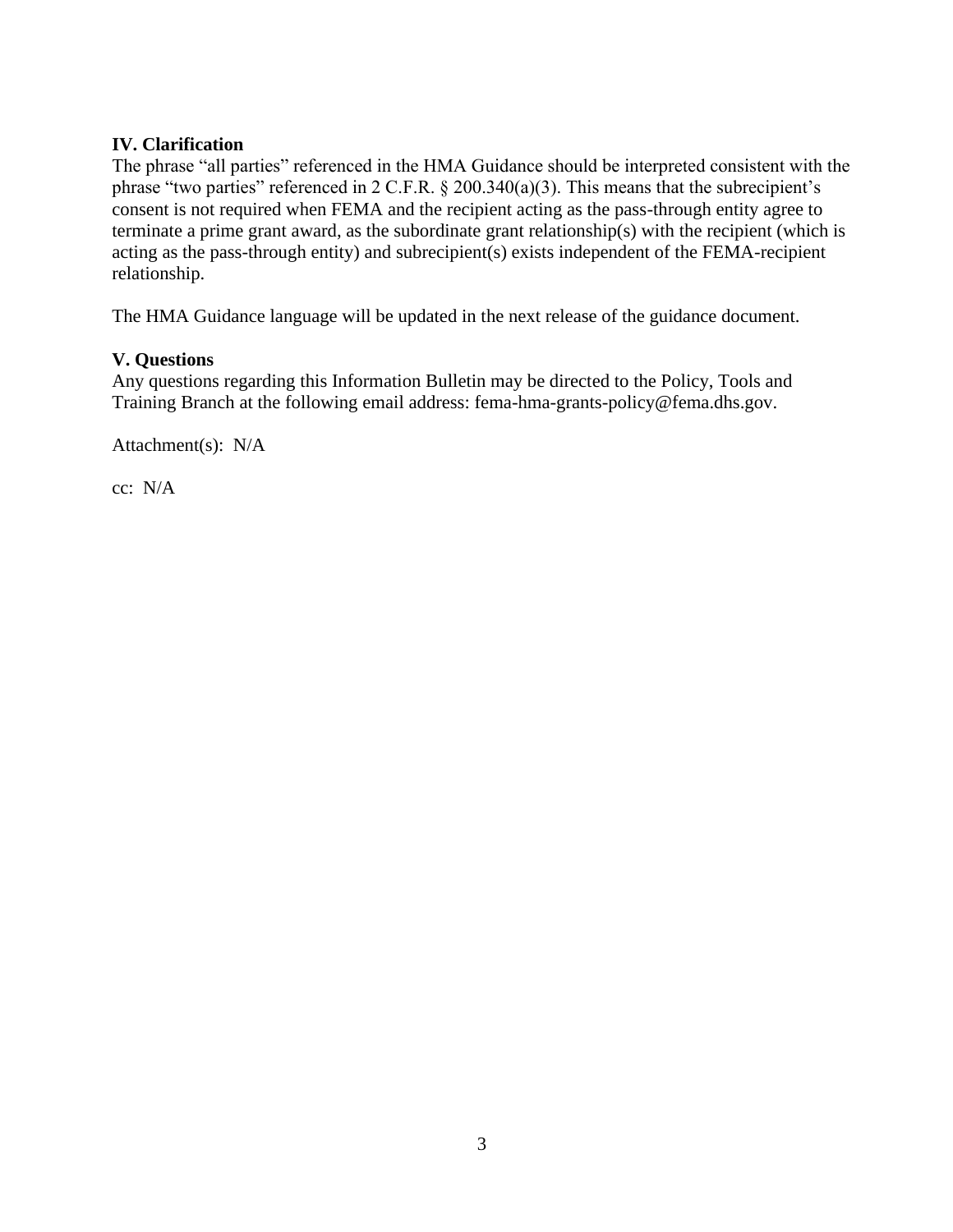## IV. Clarification

The phrase "all parties" referenced in the HMA Guidance should be interpreted consistent with the phrase "two parties" referenced in 2 C.F.R. § 200.340(a)(3). This means that the subrecipient's consent is not required when FEMA and the recipient acting as the pass-through entity agree to terminate a prime grant award, as the subordinate grant relationship(s) with the recipient (which is acting as the pass-through entity) and subrecipient(s) exists independent of the FEMA-recipient relationship.

The HMA Guidance language will be updated in the next release of the guidance document.

## V. Questions

Any questions regarding this Information Bulletin may be directed to the Policy, Tools and Training Branch at the following email address: fema-hma-grants-policy@fema.dhs.gov.

Attachment(s): N/A

cc: N/A